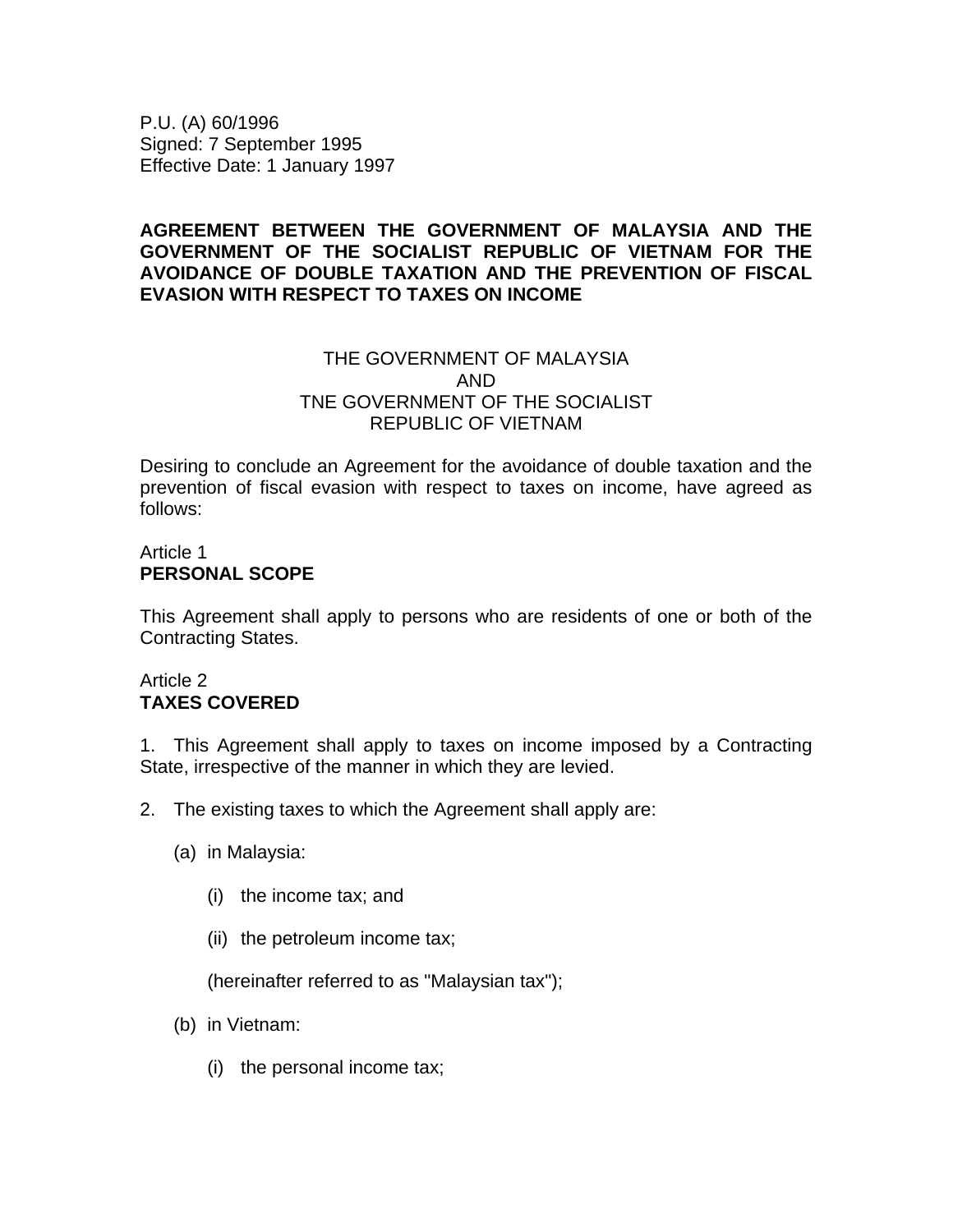P.U. (A) 60/1996
Signed: 7 September 1995
Effective Date: 1 January 1997

# AGREEMENT BETWEEN THE GOVERNMENT OF MALAYSIA AND THE GOVERNMENT OF THE SOCIALIST REPUBLIC OF VIETNAM FOR THE AVOIDANCE OF DOUBLE TAXATION AND THE PREVENTION OF FISCAL EVASION WITH RESPECT TO TAXES ON INCOME

THE GOVERNMENT OF MALAYSIA
AND
TNE GOVERNMENT OF THE SOCIALIST
REPUBLIC OF VIETNAM

Desiring to conclude an Agreement for the avoidance of double taxation and the prevention of fiscal evasion with respect to taxes on income, have agreed as follows:

## Article 1
**PERSONAL SCOPE**

This Agreement shall apply to persons who are residents of one or both of the Contracting States.

## Article 2
**TAXES COVERED**

1. This Agreement shall apply to taxes on income imposed by a Contracting State, irrespective of the manner in which they are levied.

2. The existing taxes to which the Agreement shall apply are:

   (a) in Malaysia:

      (i) the income tax; and

      (ii) the petroleum income tax;

      (hereinafter referred to as "Malaysian tax");

   (b) in Vietnam:

      (i) the personal income tax;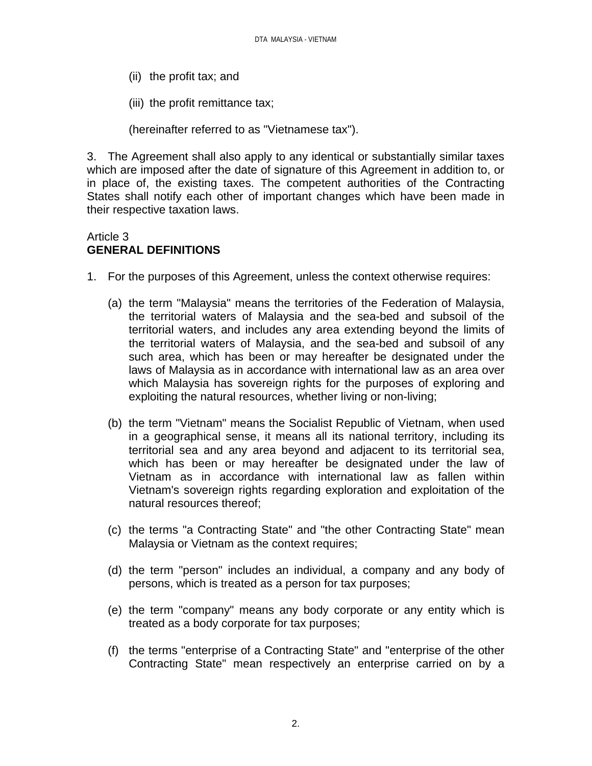(ii) the profit tax; and

(iii) the profit remittance tax;

(hereinafter referred to as "Vietnamese tax").

3. The Agreement shall also apply to any identical or substantially similar taxes which are imposed after the date of signature of this Agreement in addition to, or in place of, the existing taxes. The competent authorities of the Contracting States shall notify each other of important changes which have been made in their respective taxation laws.

Article 3
**GENERAL DEFINITIONS**

1. For the purposes of this Agreement, unless the context otherwise requires:

(a) the term "Malaysia" means the territories of the Federation of Malaysia, the territorial waters of Malaysia and the sea-bed and subsoil of the territorial waters, and includes any area extending beyond the limits of the territorial waters of Malaysia, and the sea-bed and subsoil of any such area, which has been or may hereafter be designated under the laws of Malaysia as in accordance with international law as an area over which Malaysia has sovereign rights for the purposes of exploring and exploiting the natural resources, whether living or non-living;

(b) the term "Vietnam" means the Socialist Republic of Vietnam, when used in a geographical sense, it means all its national territory, including its territorial sea and any area beyond and adjacent to its territorial sea, which has been or may hereafter be designated under the law of Vietnam as in accordance with international law as fallen within Vietnam's sovereign rights regarding exploration and exploitation of the natural resources thereof;

(c) the terms "a Contracting State" and "the other Contracting State" mean Malaysia or Vietnam as the context requires;

(d) the term "person" includes an individual, a company and any body of persons, which is treated as a person for tax purposes;

(e) the term "company" means any body corporate or any entity which is treated as a body corporate for tax purposes;

(f) the terms "enterprise of a Contracting State" and "enterprise of the other Contracting State" mean respectively an enterprise carried on by a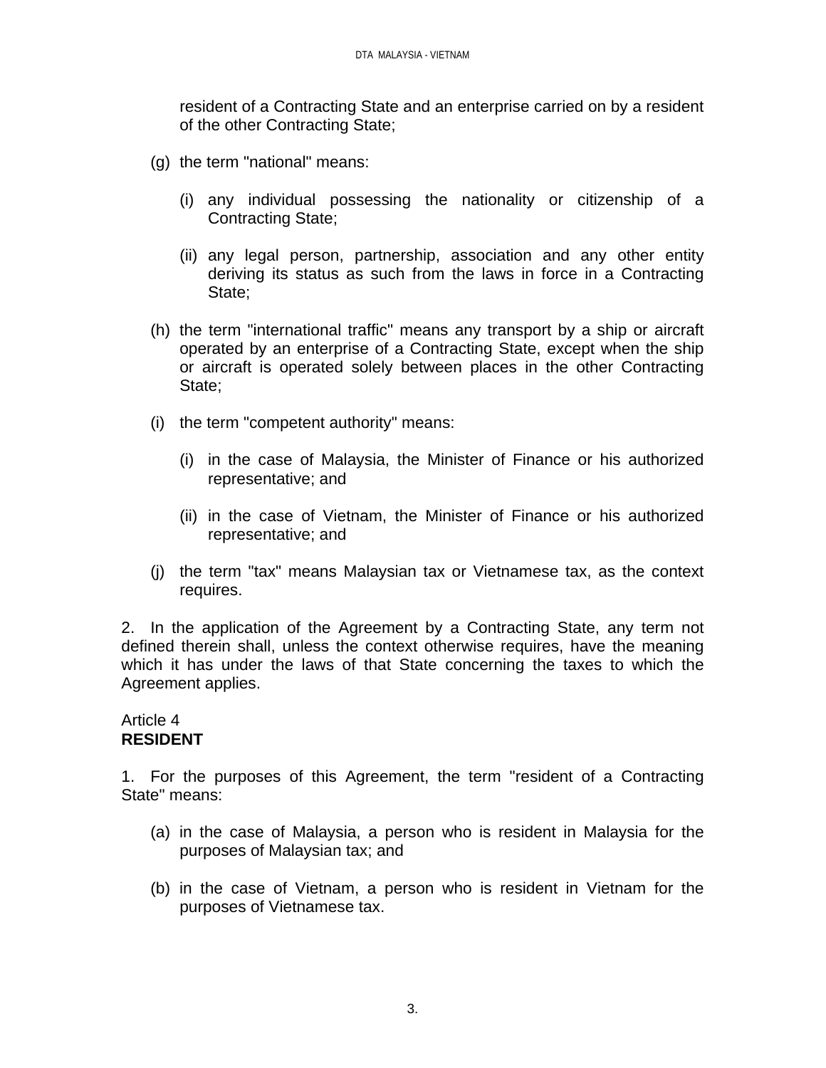resident of a Contracting State and an enterprise carried on by a resident of the other Contracting State;

(g) the term "national" means:

(i) any individual possessing the nationality or citizenship of a Contracting State;

(ii) any legal person, partnership, association and any other entity deriving its status as such from the laws in force in a Contracting State;

(h) the term "international traffic" means any transport by a ship or aircraft operated by an enterprise of a Contracting State, except when the ship or aircraft is operated solely between places in the other Contracting State;

(i) the term "competent authority" means:

(i) in the case of Malaysia, the Minister of Finance or his authorized representative; and

(ii) in the case of Vietnam, the Minister of Finance or his authorized representative; and

(j) the term "tax" means Malaysian tax or Vietnamese tax, as the context requires.

2. In the application of the Agreement by a Contracting State, any term not defined therein shall, unless the context otherwise requires, have the meaning which it has under the laws of that State concerning the taxes to which the Agreement applies.

Article 4
**RESIDENT**

1. For the purposes of this Agreement, the term "resident of a Contracting State" means:

(a) in the case of Malaysia, a person who is resident in Malaysia for the purposes of Malaysian tax; and

(b) in the case of Vietnam, a person who is resident in Vietnam for the purposes of Vietnamese tax.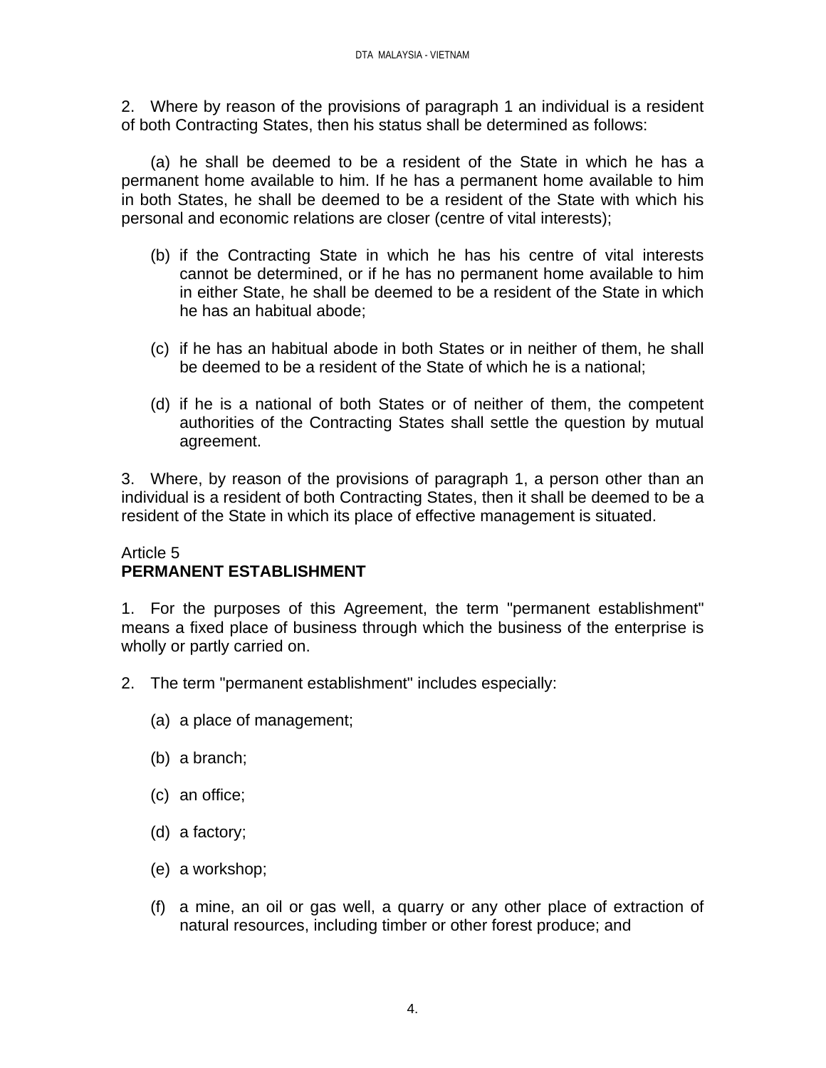2. Where by reason of the provisions of paragraph 1 an individual is a resident of both Contracting States, then his status shall be determined as follows:

(a) he shall be deemed to be a resident of the State in which he has a permanent home available to him. If he has a permanent home available to him in both States, he shall be deemed to be a resident of the State with which his personal and economic relations are closer (centre of vital interests);

(b) if the Contracting State in which he has his centre of vital interests cannot be determined, or if he has no permanent home available to him in either State, he shall be deemed to be a resident of the State in which he has an habitual abode;

(c) if he has an habitual abode in both States or in neither of them, he shall be deemed to be a resident of the State of which he is a national;

(d) if he is a national of both States or of neither of them, the competent authorities of the Contracting States shall settle the question by mutual agreement.

3. Where, by reason of the provisions of paragraph 1, a person other than an individual is a resident of both Contracting States, then it shall be deemed to be a resident of the State in which its place of effective management is situated.

Article 5
**PERMANENT ESTABLISHMENT**

1. For the purposes of this Agreement, the term "permanent establishment" means a fixed place of business through which the business of the enterprise is wholly or partly carried on.

2. The term "permanent establishment" includes especially:

(a) a place of management;

(b) a branch;

(c) an office;

(d) a factory;

(e) a workshop;

(f) a mine, an oil or gas well, a quarry or any other place of extraction of natural resources, including timber or other forest produce; and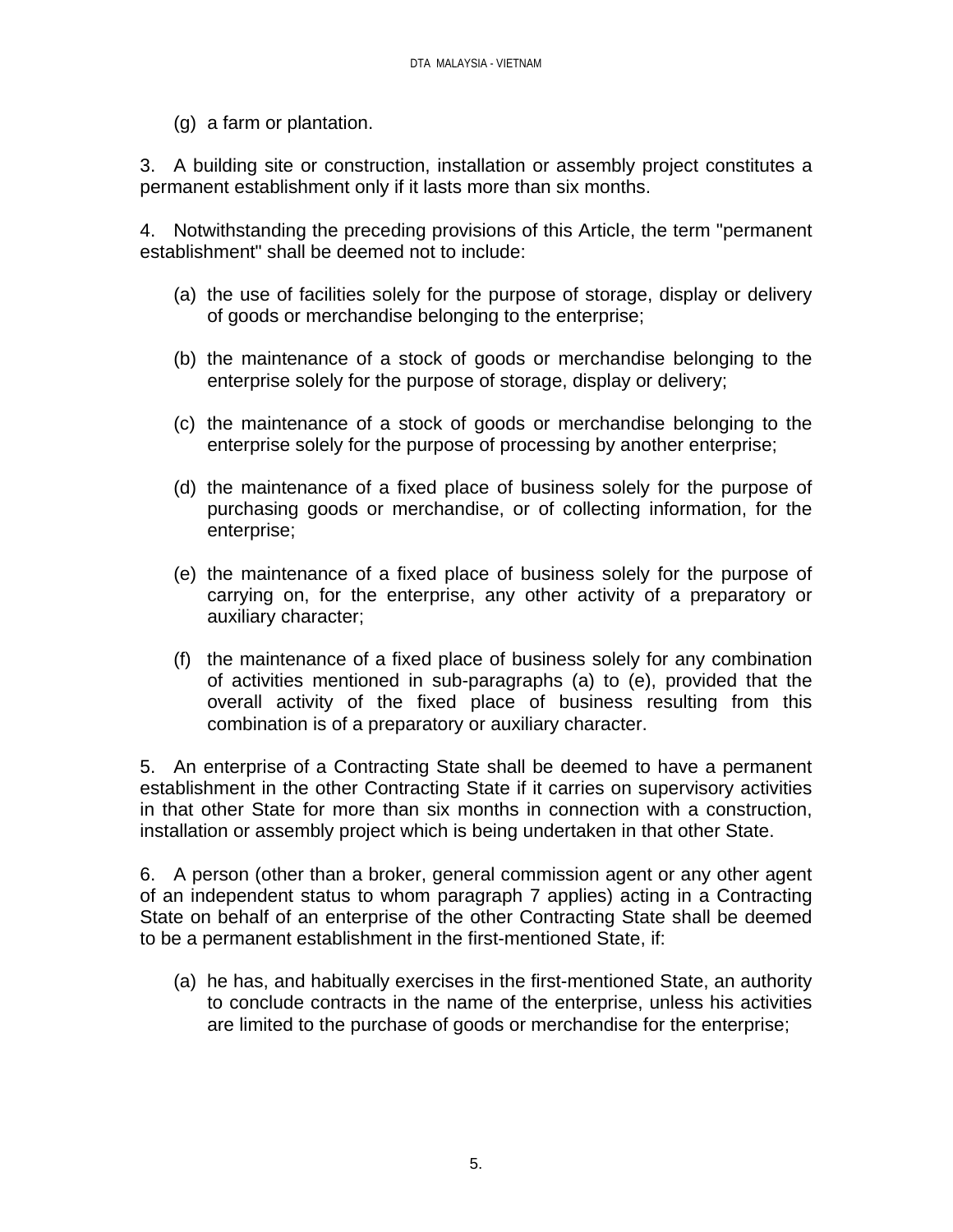(g) a farm or plantation.

3. A building site or construction, installation or assembly project constitutes a permanent establishment only if it lasts more than six months.

4. Notwithstanding the preceding provisions of this Article, the term "permanent establishment" shall be deemed not to include:

(a) the use of facilities solely for the purpose of storage, display or delivery of goods or merchandise belonging to the enterprise;

(b) the maintenance of a stock of goods or merchandise belonging to the enterprise solely for the purpose of storage, display or delivery;

(c) the maintenance of a stock of goods or merchandise belonging to the enterprise solely for the purpose of processing by another enterprise;

(d) the maintenance of a fixed place of business solely for the purpose of purchasing goods or merchandise, or of collecting information, for the enterprise;

(e) the maintenance of a fixed place of business solely for the purpose of carrying on, for the enterprise, any other activity of a preparatory or auxiliary character;

(f) the maintenance of a fixed place of business solely for any combination of activities mentioned in sub-paragraphs (a) to (e), provided that the overall activity of the fixed place of business resulting from this combination is of a preparatory or auxiliary character.

5. An enterprise of a Contracting State shall be deemed to have a permanent establishment in the other Contracting State if it carries on supervisory activities in that other State for more than six months in connection with a construction, installation or assembly project which is being undertaken in that other State.

6. A person (other than a broker, general commission agent or any other agent of an independent status to whom paragraph 7 applies) acting in a Contracting State on behalf of an enterprise of the other Contracting State shall be deemed to be a permanent establishment in the first-mentioned State, if:

(a) he has, and habitually exercises in the first-mentioned State, an authority to conclude contracts in the name of the enterprise, unless his activities are limited to the purchase of goods or merchandise for the enterprise;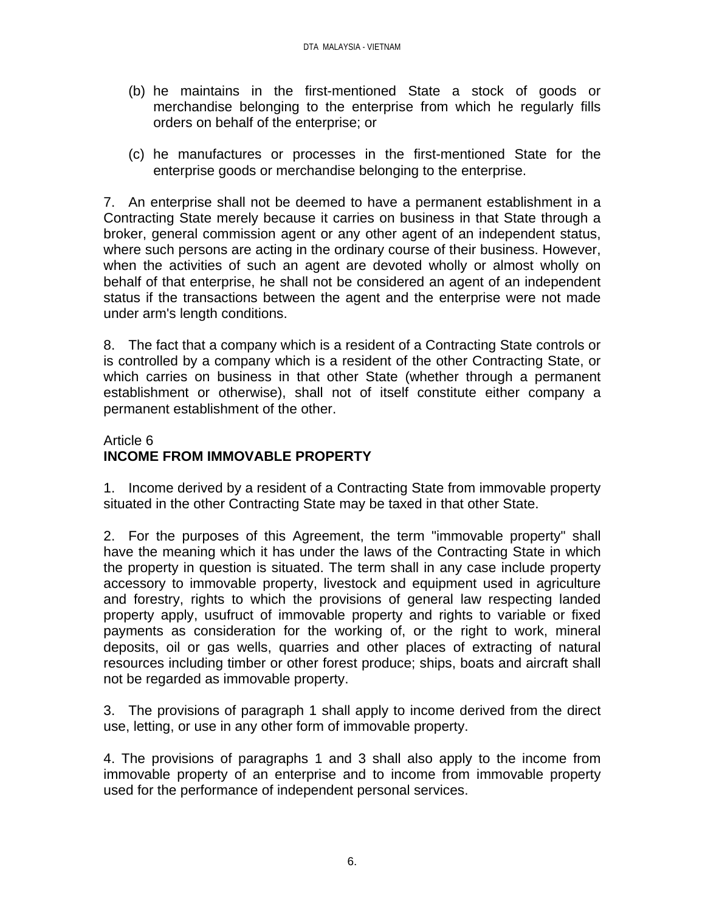(b) he maintains in the first-mentioned State a stock of goods or merchandise belonging to the enterprise from which he regularly fills orders on behalf of the enterprise; or

(c) he manufactures or processes in the first-mentioned State for the enterprise goods or merchandise belonging to the enterprise.

7. An enterprise shall not be deemed to have a permanent establishment in a Contracting State merely because it carries on business in that State through a broker, general commission agent or any other agent of an independent status, where such persons are acting in the ordinary course of their business. However, when the activities of such an agent are devoted wholly or almost wholly on behalf of that enterprise, he shall not be considered an agent of an independent status if the transactions between the agent and the enterprise were not made under arm's length conditions.

8. The fact that a company which is a resident of a Contracting State controls or is controlled by a company which is a resident of the other Contracting State, or which carries on business in that other State (whether through a permanent establishment or otherwise), shall not of itself constitute either company a permanent establishment of the other.

## Article 6
## INCOME FROM IMMOVABLE PROPERTY

1. Income derived by a resident of a Contracting State from immovable property situated in the other Contracting State may be taxed in that other State.

2. For the purposes of this Agreement, the term "immovable property" shall have the meaning which it has under the laws of the Contracting State in which the property in question is situated. The term shall in any case include property accessory to immovable property, livestock and equipment used in agriculture and forestry, rights to which the provisions of general law respecting landed property apply, usufruct of immovable property and rights to variable or fixed payments as consideration for the working of, or the right to work, mineral deposits, oil or gas wells, quarries and other places of extracting of natural resources including timber or other forest produce; ships, boats and aircraft shall not be regarded as immovable property.

3. The provisions of paragraph 1 shall apply to income derived from the direct use, letting, or use in any other form of immovable property.

4. The provisions of paragraphs 1 and 3 shall also apply to the income from immovable property of an enterprise and to income from immovable property used for the performance of independent personal services.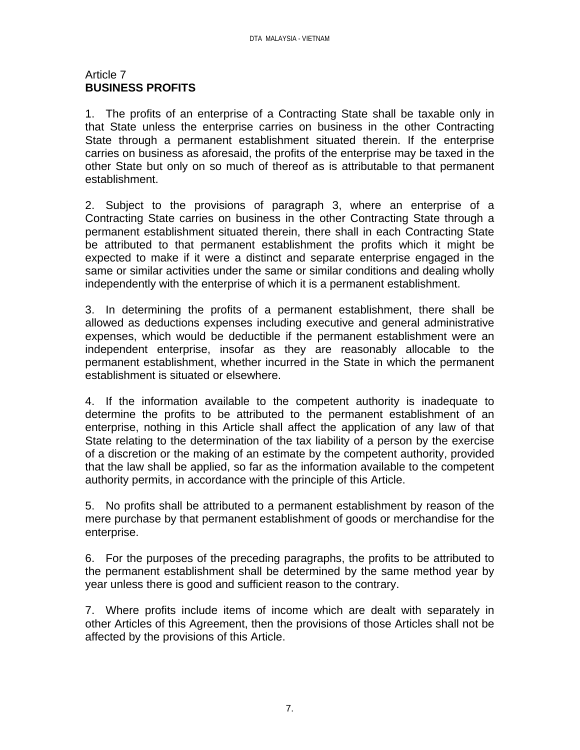## Article 7
**BUSINESS PROFITS**

1. The profits of an enterprise of a Contracting State shall be taxable only in that State unless the enterprise carries on business in the other Contracting State through a permanent establishment situated therein. If the enterprise carries on business as aforesaid, the profits of the enterprise may be taxed in the other State but only on so much of thereof as is attributable to that permanent establishment.

2. Subject to the provisions of paragraph 3, where an enterprise of a Contracting State carries on business in the other Contracting State through a permanent establishment situated therein, there shall in each Contracting State be attributed to that permanent establishment the profits which it might be expected to make if it were a distinct and separate enterprise engaged in the same or similar activities under the same or similar conditions and dealing wholly independently with the enterprise of which it is a permanent establishment.

3. In determining the profits of a permanent establishment, there shall be allowed as deductions expenses including executive and general administrative expenses, which would be deductible if the permanent establishment were an independent enterprise, insofar as they are reasonably allocable to the permanent establishment, whether incurred in the State in which the permanent establishment is situated or elsewhere.

4. If the information available to the competent authority is inadequate to determine the profits to be attributed to the permanent establishment of an enterprise, nothing in this Article shall affect the application of any law of that State relating to the determination of the tax liability of a person by the exercise of a discretion or the making of an estimate by the competent authority, provided that the law shall be applied, so far as the information available to the competent authority permits, in accordance with the principle of this Article.

5. No profits shall be attributed to a permanent establishment by reason of the mere purchase by that permanent establishment of goods or merchandise for the enterprise.

6. For the purposes of the preceding paragraphs, the profits to be attributed to the permanent establishment shall be determined by the same method year by year unless there is good and sufficient reason to the contrary.

7. Where profits include items of income which are dealt with separately in other Articles of this Agreement, then the provisions of those Articles shall not be affected by the provisions of this Article.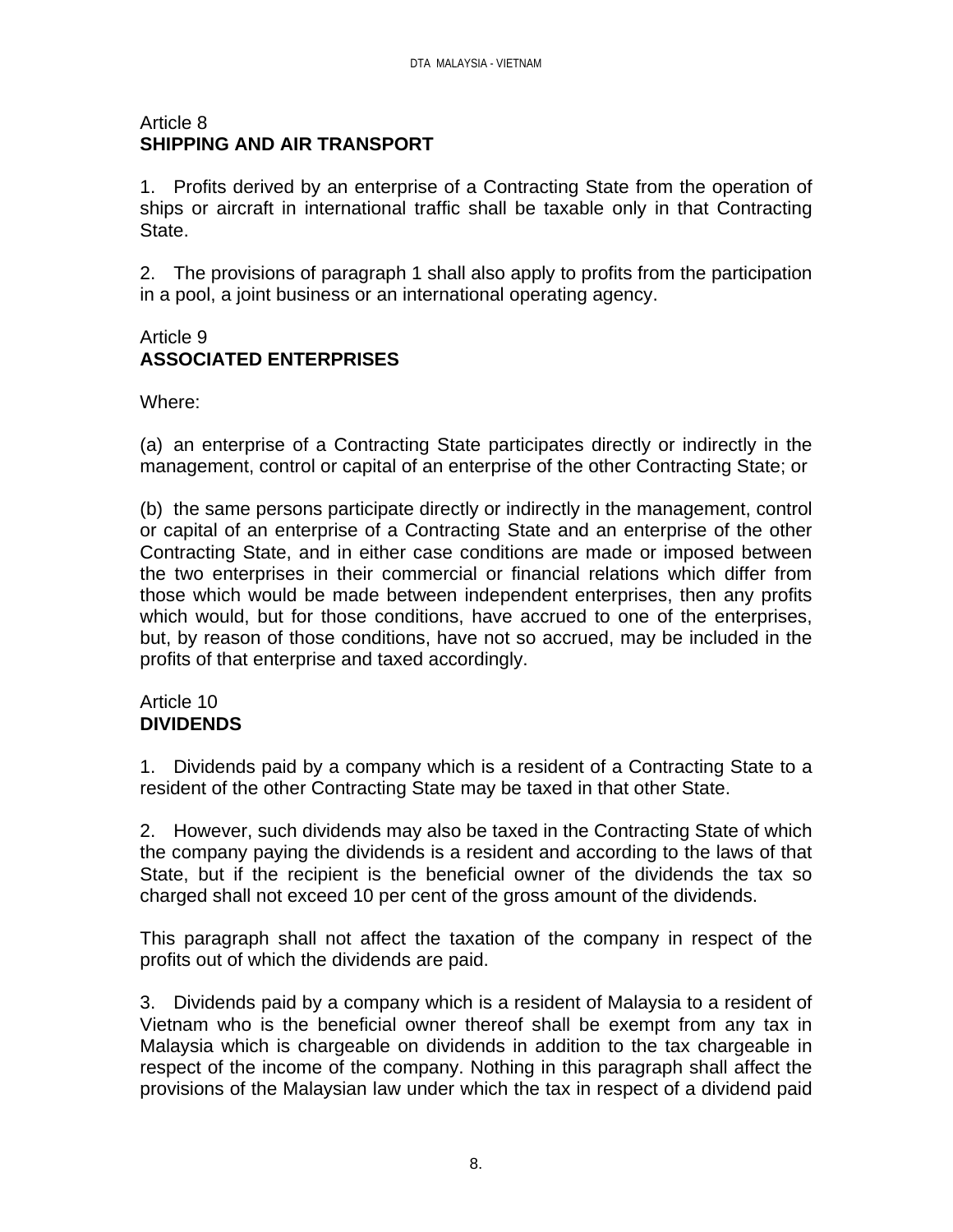Article 8
**SHIPPING AND AIR TRANSPORT**

1. Profits derived by an enterprise of a Contracting State from the operation of ships or aircraft in international traffic shall be taxable only in that Contracting State.

2. The provisions of paragraph 1 shall also apply to profits from the participation in a pool, a joint business or an international operating agency.

Article 9
**ASSOCIATED ENTERPRISES**

Where:

(a) an enterprise of a Contracting State participates directly or indirectly in the management, control or capital of an enterprise of the other Contracting State; or

(b) the same persons participate directly or indirectly in the management, control or capital of an enterprise of a Contracting State and an enterprise of the other Contracting State, and in either case conditions are made or imposed between the two enterprises in their commercial or financial relations which differ from those which would be made between independent enterprises, then any profits which would, but for those conditions, have accrued to one of the enterprises, but, by reason of those conditions, have not so accrued, may be included in the profits of that enterprise and taxed accordingly.

Article 10
**DIVIDENDS**

1. Dividends paid by a company which is a resident of a Contracting State to a resident of the other Contracting State may be taxed in that other State.

2. However, such dividends may also be taxed in the Contracting State of which the company paying the dividends is a resident and according to the laws of that State, but if the recipient is the beneficial owner of the dividends the tax so charged shall not exceed 10 per cent of the gross amount of the dividends.

This paragraph shall not affect the taxation of the company in respect of the profits out of which the dividends are paid.

3. Dividends paid by a company which is a resident of Malaysia to a resident of Vietnam who is the beneficial owner thereof shall be exempt from any tax in Malaysia which is chargeable on dividends in addition to the tax chargeable in respect of the income of the company. Nothing in this paragraph shall affect the provisions of the Malaysian law under which the tax in respect of a dividend paid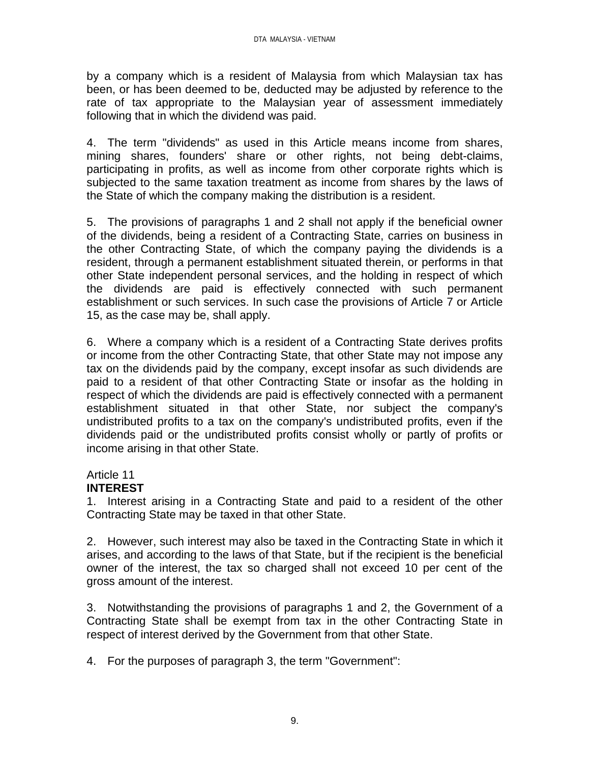by a company which is a resident of Malaysia from which Malaysian tax has been, or has been deemed to be, deducted may be adjusted by reference to the rate of tax appropriate to the Malaysian year of assessment immediately following that in which the dividend was paid.

4. The term "dividends" as used in this Article means income from shares, mining shares, founders' share or other rights, not being debt-claims, participating in profits, as well as income from other corporate rights which is subjected to the same taxation treatment as income from shares by the laws of the State of which the company making the distribution is a resident.

5. The provisions of paragraphs 1 and 2 shall not apply if the beneficial owner of the dividends, being a resident of a Contracting State, carries on business in the other Contracting State, of which the company paying the dividends is a resident, through a permanent establishment situated therein, or performs in that other State independent personal services, and the holding in respect of which the dividends are paid is effectively connected with such permanent establishment or such services. In such case the provisions of Article 7 or Article 15, as the case may be, shall apply.

6. Where a company which is a resident of a Contracting State derives profits or income from the other Contracting State, that other State may not impose any tax on the dividends paid by the company, except insofar as such dividends are paid to a resident of that other Contracting State or insofar as the holding in respect of which the dividends are paid is effectively connected with a permanent establishment situated in that other State, nor subject the company's undistributed profits to a tax on the company's undistributed profits, even if the dividends paid or the undistributed profits consist wholly or partly of profits or income arising in that other State.

## Article 11
## **INTEREST**

1. Interest arising in a Contracting State and paid to a resident of the other Contracting State may be taxed in that other State.

2. However, such interest may also be taxed in the Contracting State in which it arises, and according to the laws of that State, but if the recipient is the beneficial owner of the interest, the tax so charged shall not exceed 10 per cent of the gross amount of the interest.

3. Notwithstanding the provisions of paragraphs 1 and 2, the Government of a Contracting State shall be exempt from tax in the other Contracting State in respect of interest derived by the Government from that other State.

4. For the purposes of paragraph 3, the term "Government":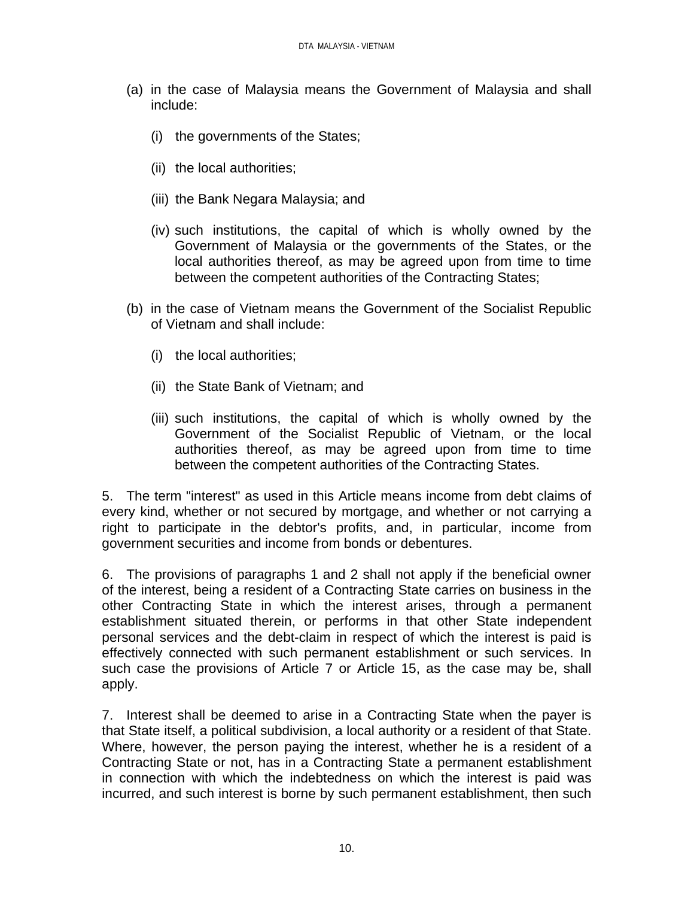(a) in the case of Malaysia means the Government of Malaysia and shall include:

  (i) the governments of the States;

  (ii) the local authorities;

  (iii) the Bank Negara Malaysia; and

  (iv) such institutions, the capital of which is wholly owned by the Government of Malaysia or the governments of the States, or the local authorities thereof, as may be agreed upon from time to time between the competent authorities of the Contracting States;

(b) in the case of Vietnam means the Government of the Socialist Republic of Vietnam and shall include:

  (i) the local authorities;

  (ii) the State Bank of Vietnam; and

  (iii) such institutions, the capital of which is wholly owned by the Government of the Socialist Republic of Vietnam, or the local authorities thereof, as may be agreed upon from time to time between the competent authorities of the Contracting States.

5. The term "interest" as used in this Article means income from debt claims of every kind, whether or not secured by mortgage, and whether or not carrying a right to participate in the debtor's profits, and, in particular, income from government securities and income from bonds or debentures.

6. The provisions of paragraphs 1 and 2 shall not apply if the beneficial owner of the interest, being a resident of a Contracting State carries on business in the other Contracting State in which the interest arises, through a permanent establishment situated therein, or performs in that other State independent personal services and the debt-claim in respect of which the interest is paid is effectively connected with such permanent establishment or such services. In such case the provisions of Article 7 or Article 15, as the case may be, shall apply.

7. Interest shall be deemed to arise in a Contracting State when the payer is that State itself, a political subdivision, a local authority or a resident of that State. Where, however, the person paying the interest, whether he is a resident of a Contracting State or not, has in a Contracting State a permanent establishment in connection with which the indebtedness on which the interest is paid was incurred, and such interest is borne by such permanent establishment, then such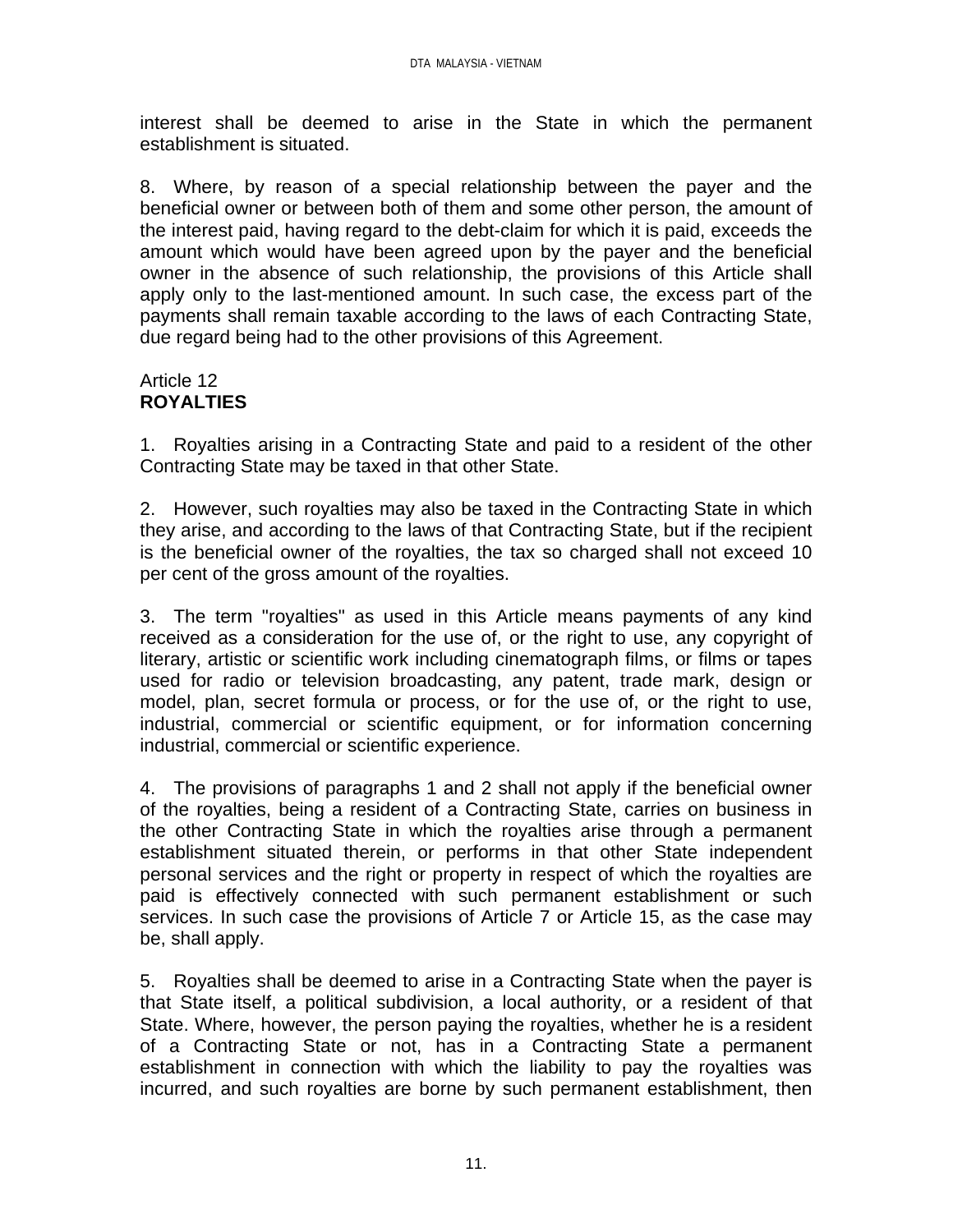interest shall be deemed to arise in the State in which the permanent establishment is situated.

8. Where, by reason of a special relationship between the payer and the beneficial owner or between both of them and some other person, the amount of the interest paid, having regard to the debt-claim for which it is paid, exceeds the amount which would have been agreed upon by the payer and the beneficial owner in the absence of such relationship, the provisions of this Article shall apply only to the last-mentioned amount. In such case, the excess part of the payments shall remain taxable according to the laws of each Contracting State, due regard being had to the other provisions of this Agreement.

## Article 12
## **ROYALTIES**

1. Royalties arising in a Contracting State and paid to a resident of the other Contracting State may be taxed in that other State.

2. However, such royalties may also be taxed in the Contracting State in which they arise, and according to the laws of that Contracting State, but if the recipient is the beneficial owner of the royalties, the tax so charged shall not exceed 10 per cent of the gross amount of the royalties.

3. The term "royalties" as used in this Article means payments of any kind received as a consideration for the use of, or the right to use, any copyright of literary, artistic or scientific work including cinematograph films, or films or tapes used for radio or television broadcasting, any patent, trade mark, design or model, plan, secret formula or process, or for the use of, or the right to use, industrial, commercial or scientific equipment, or for information concerning industrial, commercial or scientific experience.

4. The provisions of paragraphs 1 and 2 shall not apply if the beneficial owner of the royalties, being a resident of a Contracting State, carries on business in the other Contracting State in which the royalties arise through a permanent establishment situated therein, or performs in that other State independent personal services and the right or property in respect of which the royalties are paid is effectively connected with such permanent establishment or such services. In such case the provisions of Article 7 or Article 15, as the case may be, shall apply.

5. Royalties shall be deemed to arise in a Contracting State when the payer is that State itself, a political subdivision, a local authority, or a resident of that State. Where, however, the person paying the royalties, whether he is a resident of a Contracting State or not, has in a Contracting State a permanent establishment in connection with which the liability to pay the royalties was incurred, and such royalties are borne by such permanent establishment, then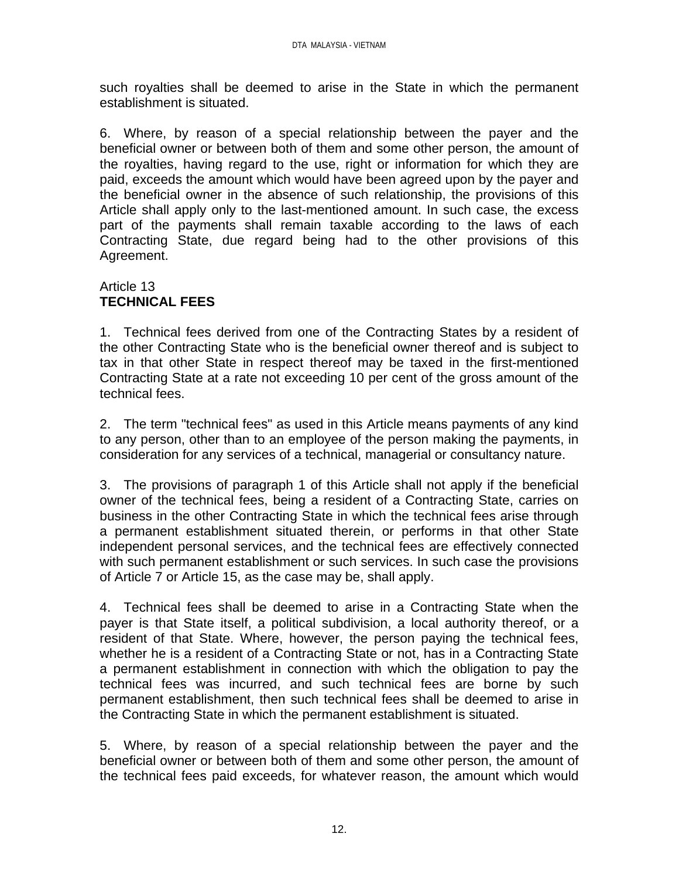such royalties shall be deemed to arise in the State in which the permanent establishment is situated.

6. Where, by reason of a special relationship between the payer and the beneficial owner or between both of them and some other person, the amount of the royalties, having regard to the use, right or information for which they are paid, exceeds the amount which would have been agreed upon by the payer and the beneficial owner in the absence of such relationship, the provisions of this Article shall apply only to the last-mentioned amount. In such case, the excess part of the payments shall remain taxable according to the laws of each Contracting State, due regard being had to the other provisions of this Agreement.

Article 13
**TECHNICAL FEES**

1. Technical fees derived from one of the Contracting States by a resident of the other Contracting State who is the beneficial owner thereof and is subject to tax in that other State in respect thereof may be taxed in the first-mentioned Contracting State at a rate not exceeding 10 per cent of the gross amount of the technical fees.

2. The term "technical fees" as used in this Article means payments of any kind to any person, other than to an employee of the person making the payments, in consideration for any services of a technical, managerial or consultancy nature.

3. The provisions of paragraph 1 of this Article shall not apply if the beneficial owner of the technical fees, being a resident of a Contracting State, carries on business in the other Contracting State in which the technical fees arise through a permanent establishment situated therein, or performs in that other State independent personal services, and the technical fees are effectively connected with such permanent establishment or such services. In such case the provisions of Article 7 or Article 15, as the case may be, shall apply.

4. Technical fees shall be deemed to arise in a Contracting State when the payer is that State itself, a political subdivision, a local authority thereof, or a resident of that State. Where, however, the person paying the technical fees, whether he is a resident of a Contracting State or not, has in a Contracting State a permanent establishment in connection with which the obligation to pay the technical fees was incurred, and such technical fees are borne by such permanent establishment, then such technical fees shall be deemed to arise in the Contracting State in which the permanent establishment is situated.

5. Where, by reason of a special relationship between the payer and the beneficial owner or between both of them and some other person, the amount of the technical fees paid exceeds, for whatever reason, the amount which would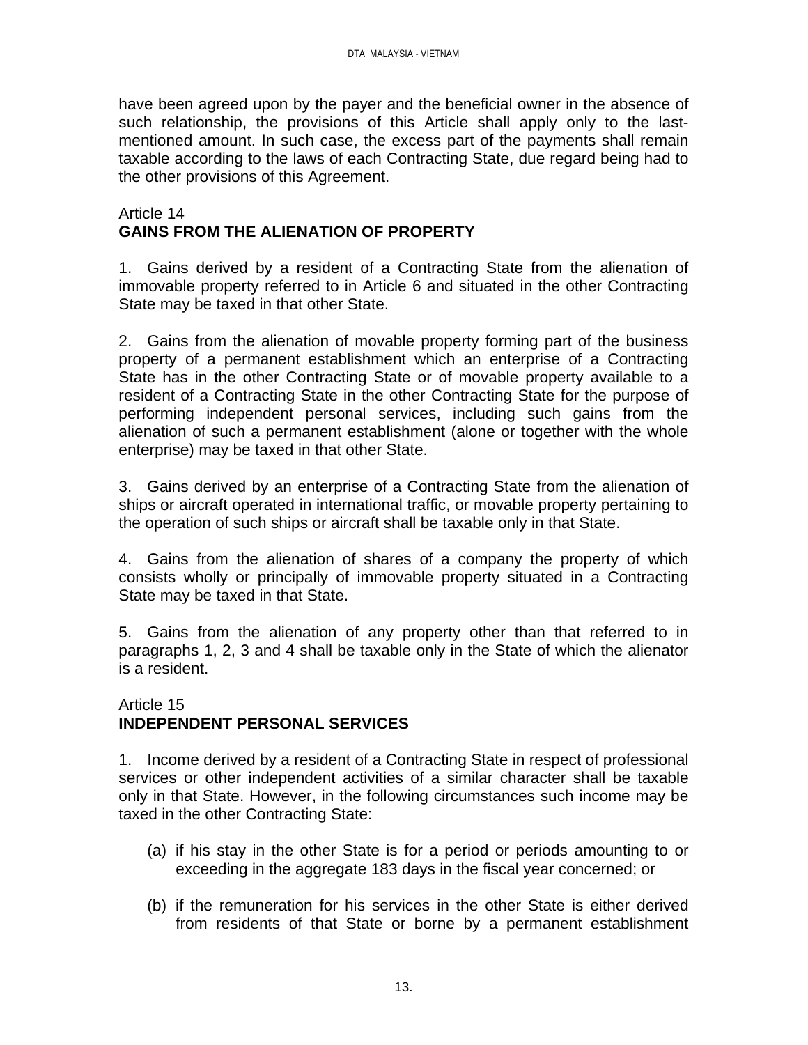have been agreed upon by the payer and the beneficial owner in the absence of such relationship, the provisions of this Article shall apply only to the last-mentioned amount. In such case, the excess part of the payments shall remain taxable according to the laws of each Contracting State, due regard being had to the other provisions of this Agreement.

Article 14
**GAINS FROM THE ALIENATION OF PROPERTY**

1. Gains derived by a resident of a Contracting State from the alienation of immovable property referred to in Article 6 and situated in the other Contracting State may be taxed in that other State.

2. Gains from the alienation of movable property forming part of the business property of a permanent establishment which an enterprise of a Contracting State has in the other Contracting State or of movable property available to a resident of a Contracting State in the other Contracting State for the purpose of performing independent personal services, including such gains from the alienation of such a permanent establishment (alone or together with the whole enterprise) may be taxed in that other State.

3. Gains derived by an enterprise of a Contracting State from the alienation of ships or aircraft operated in international traffic, or movable property pertaining to the operation of such ships or aircraft shall be taxable only in that State.

4. Gains from the alienation of shares of a company the property of which consists wholly or principally of immovable property situated in a Contracting State may be taxed in that State.

5. Gains from the alienation of any property other than that referred to in paragraphs 1, 2, 3 and 4 shall be taxable only in the State of which the alienator is a resident.

Article 15
**INDEPENDENT PERSONAL SERVICES**

1. Income derived by a resident of a Contracting State in respect of professional services or other independent activities of a similar character shall be taxable only in that State. However, in the following circumstances such income may be taxed in the other Contracting State:

(a) if his stay in the other State is for a period or periods amounting to or exceeding in the aggregate 183 days in the fiscal year concerned; or

(b) if the remuneration for his services in the other State is either derived from residents of that State or borne by a permanent establishment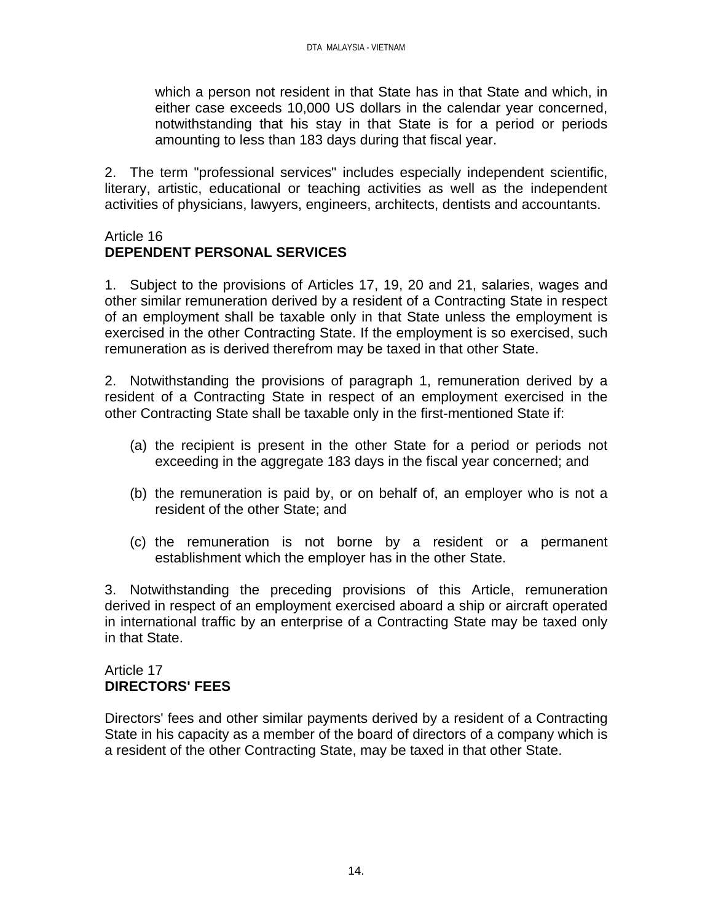which a person not resident in that State has in that State and which, in either case exceeds 10,000 US dollars in the calendar year concerned, notwithstanding that his stay in that State is for a period or periods amounting to less than 183 days during that fiscal year.

2. The term "professional services" includes especially independent scientific, literary, artistic, educational or teaching activities as well as the independent activities of physicians, lawyers, engineers, architects, dentists and accountants.

## Article 16
## **DEPENDENT PERSONAL SERVICES**

1. Subject to the provisions of Articles 17, 19, 20 and 21, salaries, wages and other similar remuneration derived by a resident of a Contracting State in respect of an employment shall be taxable only in that State unless the employment is exercised in the other Contracting State. If the employment is so exercised, such remuneration as is derived therefrom may be taxed in that other State.

2. Notwithstanding the provisions of paragraph 1, remuneration derived by a resident of a Contracting State in respect of an employment exercised in the other Contracting State shall be taxable only in the first-mentioned State if:

(a) the recipient is present in the other State for a period or periods not exceeding in the aggregate 183 days in the fiscal year concerned; and

(b) the remuneration is paid by, or on behalf of, an employer who is not a resident of the other State; and

(c) the remuneration is not borne by a resident or a permanent establishment which the employer has in the other State.

3. Notwithstanding the preceding provisions of this Article, remuneration derived in respect of an employment exercised aboard a ship or aircraft operated in international traffic by an enterprise of a Contracting State may be taxed only in that State.

## Article 17
## **DIRECTORS' FEES**

Directors' fees and other similar payments derived by a resident of a Contracting State in his capacity as a member of the board of directors of a company which is a resident of the other Contracting State, may be taxed in that other State.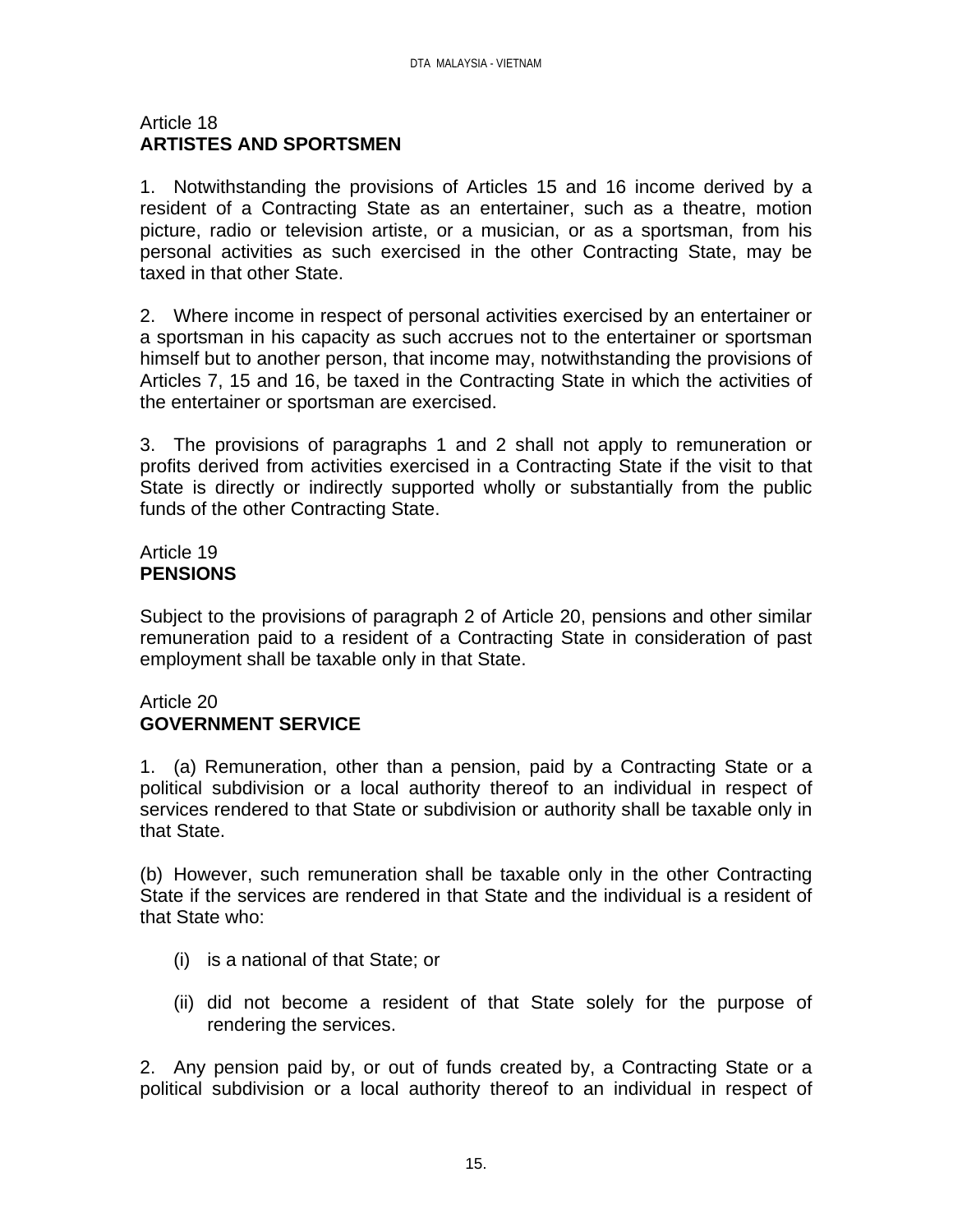Article 18
**ARTISTES AND SPORTSMEN**

1. Notwithstanding the provisions of Articles 15 and 16 income derived by a resident of a Contracting State as an entertainer, such as a theatre, motion picture, radio or television artiste, or a musician, or as a sportsman, from his personal activities as such exercised in the other Contracting State, may be taxed in that other State.

2. Where income in respect of personal activities exercised by an entertainer or a sportsman in his capacity as such accrues not to the entertainer or sportsman himself but to another person, that income may, notwithstanding the provisions of Articles 7, 15 and 16, be taxed in the Contracting State in which the activities of the entertainer or sportsman are exercised.

3. The provisions of paragraphs 1 and 2 shall not apply to remuneration or profits derived from activities exercised in a Contracting State if the visit to that State is directly or indirectly supported wholly or substantially from the public funds of the other Contracting State.

Article 19
**PENSIONS**

Subject to the provisions of paragraph 2 of Article 20, pensions and other similar remuneration paid to a resident of a Contracting State in consideration of past employment shall be taxable only in that State.

Article 20
**GOVERNMENT SERVICE**

1. (a) Remuneration, other than a pension, paid by a Contracting State or a political subdivision or a local authority thereof to an individual in respect of services rendered to that State or subdivision or authority shall be taxable only in that State.

(b) However, such remuneration shall be taxable only in the other Contracting State if the services are rendered in that State and the individual is a resident of that State who:

(i) is a national of that State; or

(ii) did not become a resident of that State solely for the purpose of rendering the services.

2. Any pension paid by, or out of funds created by, a Contracting State or a political subdivision or a local authority thereof to an individual in respect of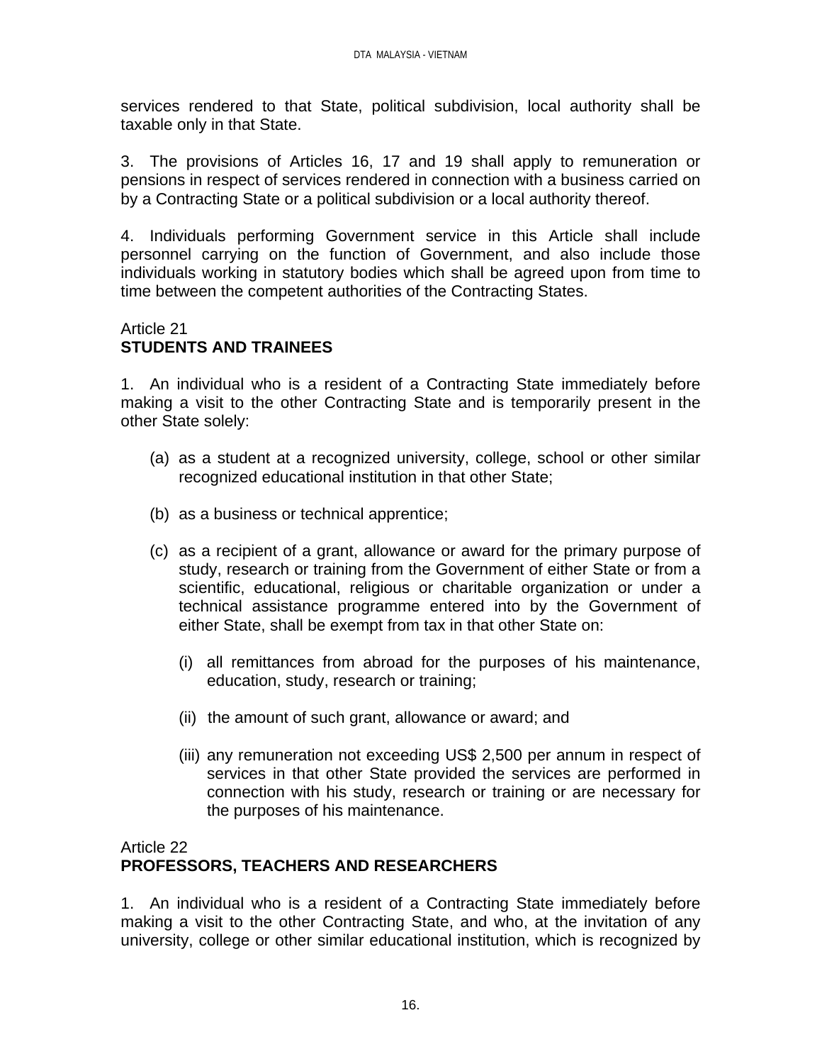services rendered to that State, political subdivision, local authority shall be taxable only in that State.

3. The provisions of Articles 16, 17 and 19 shall apply to remuneration or pensions in respect of services rendered in connection with a business carried on by a Contracting State or a political subdivision or a local authority thereof.

4. Individuals performing Government service in this Article shall include personnel carrying on the function of Government, and also include those individuals working in statutory bodies which shall be agreed upon from time to time between the competent authorities of the Contracting States.

Article 21
**STUDENTS AND TRAINEES**

1. An individual who is a resident of a Contracting State immediately before making a visit to the other Contracting State and is temporarily present in the other State solely:

(a) as a student at a recognized university, college, school or other similar recognized educational institution in that other State;

(b) as a business or technical apprentice;

(c) as a recipient of a grant, allowance or award for the primary purpose of study, research or training from the Government of either State or from a scientific, educational, religious or charitable organization or under a technical assistance programme entered into by the Government of either State, shall be exempt from tax in that other State on:

(i) all remittances from abroad for the purposes of his maintenance, education, study, research or training;

(ii) the amount of such grant, allowance or award; and

(iii) any remuneration not exceeding US$ 2,500 per annum in respect of services in that other State provided the services are performed in connection with his study, research or training or are necessary for the purposes of his maintenance.

Article 22
**PROFESSORS, TEACHERS AND RESEARCHERS**

1. An individual who is a resident of a Contracting State immediately before making a visit to the other Contracting State, and who, at the invitation of any university, college or other similar educational institution, which is recognized by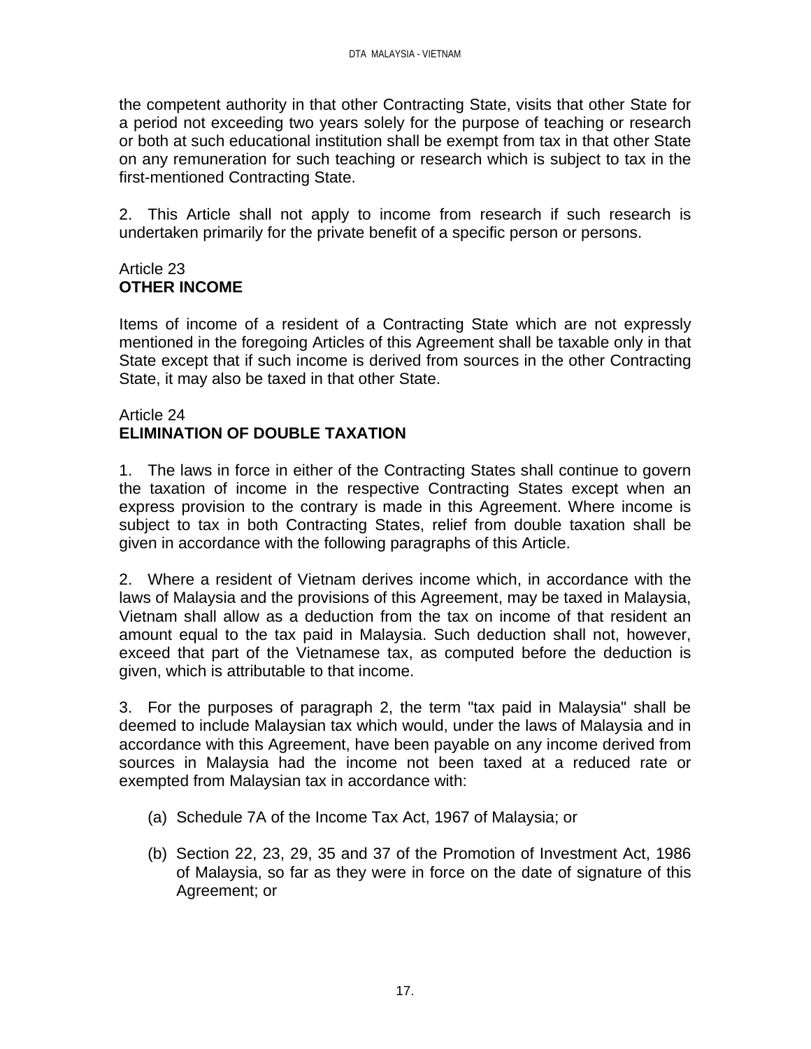the competent authority in that other Contracting State, visits that other State for a period not exceeding two years solely for the purpose of teaching or research or both at such educational institution shall be exempt from tax in that other State on any remuneration for such teaching or research which is subject to tax in the first-mentioned Contracting State.

2. This Article shall not apply to income from research if such research is undertaken primarily for the private benefit of a specific person or persons.

## Article 23
## **OTHER INCOME**

Items of income of a resident of a Contracting State which are not expressly mentioned in the foregoing Articles of this Agreement shall be taxable only in that State except that if such income is derived from sources in the other Contracting State, it may also be taxed in that other State.

## Article 24
## **ELIMINATION OF DOUBLE TAXATION**

1. The laws in force in either of the Contracting States shall continue to govern the taxation of income in the respective Contracting States except when an express provision to the contrary is made in this Agreement. Where income is subject to tax in both Contracting States, relief from double taxation shall be given in accordance with the following paragraphs of this Article.

2. Where a resident of Vietnam derives income which, in accordance with the laws of Malaysia and the provisions of this Agreement, may be taxed in Malaysia, Vietnam shall allow as a deduction from the tax on income of that resident an amount equal to the tax paid in Malaysia. Such deduction shall not, however, exceed that part of the Vietnamese tax, as computed before the deduction is given, which is attributable to that income.

3. For the purposes of paragraph 2, the term "tax paid in Malaysia" shall be deemed to include Malaysian tax which would, under the laws of Malaysia and in accordance with this Agreement, have been payable on any income derived from sources in Malaysia had the income not been taxed at a reduced rate or exempted from Malaysian tax in accordance with:

(a) Schedule 7A of the Income Tax Act, 1967 of Malaysia; or

(b) Section 22, 23, 29, 35 and 37 of the Promotion of Investment Act, 1986 of Malaysia, so far as they were in force on the date of signature of this Agreement; or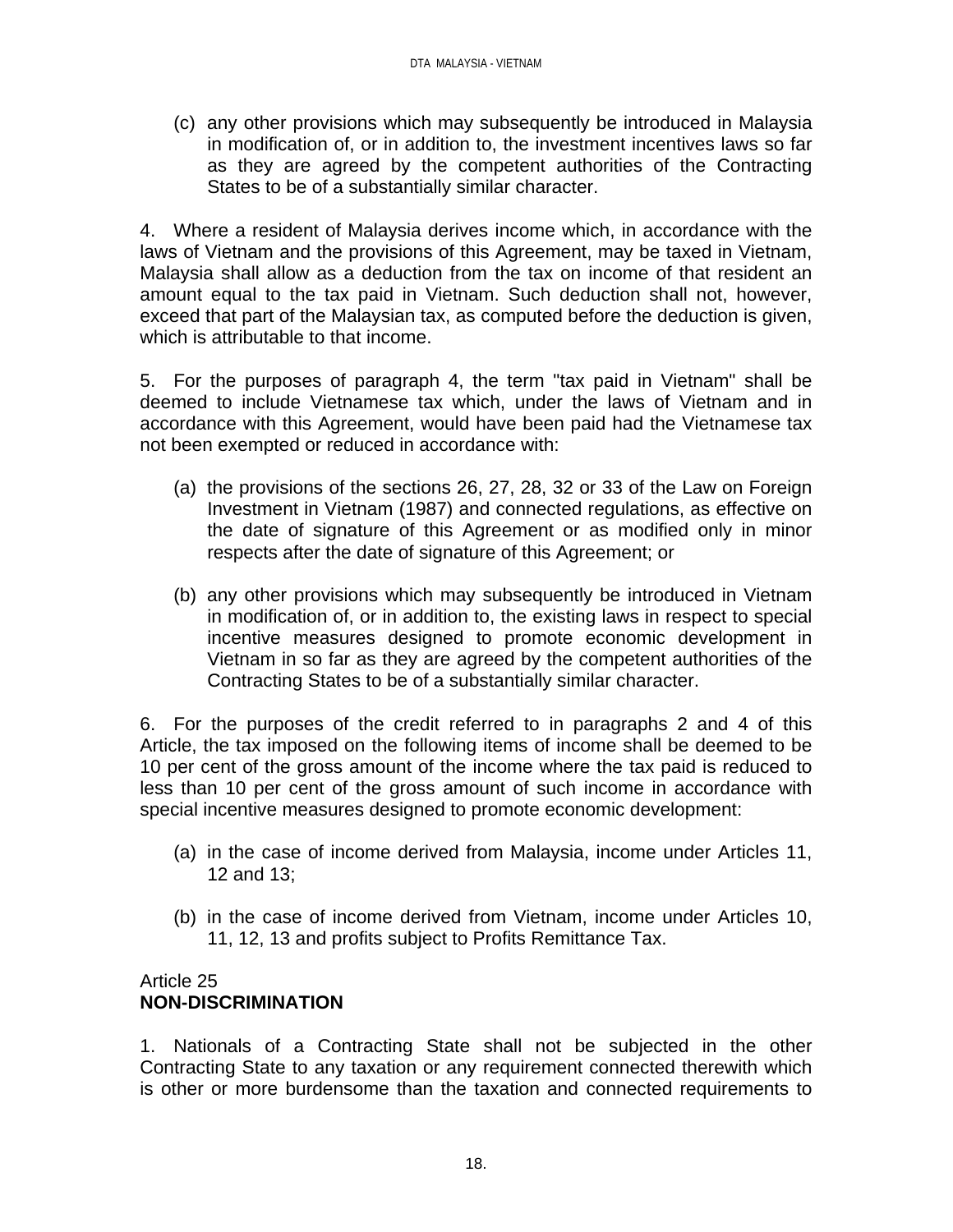(c) any other provisions which may subsequently be introduced in Malaysia in modification of, or in addition to, the investment incentives laws so far as they are agreed by the competent authorities of the Contracting States to be of a substantially similar character.

4. Where a resident of Malaysia derives income which, in accordance with the laws of Vietnam and the provisions of this Agreement, may be taxed in Vietnam, Malaysia shall allow as a deduction from the tax on income of that resident an amount equal to the tax paid in Vietnam. Such deduction shall not, however, exceed that part of the Malaysian tax, as computed before the deduction is given, which is attributable to that income.

5. For the purposes of paragraph 4, the term "tax paid in Vietnam" shall be deemed to include Vietnamese tax which, under the laws of Vietnam and in accordance with this Agreement, would have been paid had the Vietnamese tax not been exempted or reduced in accordance with:

(a) the provisions of the sections 26, 27, 28, 32 or 33 of the Law on Foreign Investment in Vietnam (1987) and connected regulations, as effective on the date of signature of this Agreement or as modified only in minor respects after the date of signature of this Agreement; or

(b) any other provisions which may subsequently be introduced in Vietnam in modification of, or in addition to, the existing laws in respect to special incentive measures designed to promote economic development in Vietnam in so far as they are agreed by the competent authorities of the Contracting States to be of a substantially similar character.

6. For the purposes of the credit referred to in paragraphs 2 and 4 of this Article, the tax imposed on the following items of income shall be deemed to be 10 per cent of the gross amount of the income where the tax paid is reduced to less than 10 per cent of the gross amount of such income in accordance with special incentive measures designed to promote economic development:

(a) in the case of income derived from Malaysia, income under Articles 11, 12 and 13;

(b) in the case of income derived from Vietnam, income under Articles 10, 11, 12, 13 and profits subject to Profits Remittance Tax.

Article 25
**NON-DISCRIMINATION**

1. Nationals of a Contracting State shall not be subjected in the other Contracting State to any taxation or any requirement connected therewith which is other or more burdensome than the taxation and connected requirements to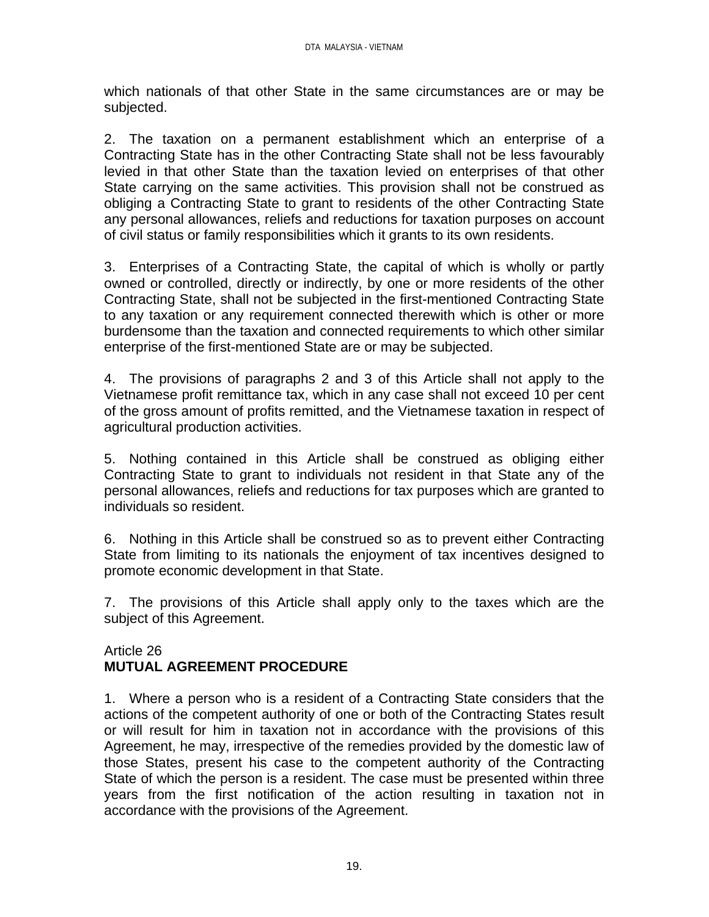which nationals of that other State in the same circumstances are or may be subjected.

2. The taxation on a permanent establishment which an enterprise of a Contracting State has in the other Contracting State shall not be less favourably levied in that other State than the taxation levied on enterprises of that other State carrying on the same activities. This provision shall not be construed as obliging a Contracting State to grant to residents of the other Contracting State any personal allowances, reliefs and reductions for taxation purposes on account of civil status or family responsibilities which it grants to its own residents.

3. Enterprises of a Contracting State, the capital of which is wholly or partly owned or controlled, directly or indirectly, by one or more residents of the other Contracting State, shall not be subjected in the first-mentioned Contracting State to any taxation or any requirement connected therewith which is other or more burdensome than the taxation and connected requirements to which other similar enterprise of the first-mentioned State are or may be subjected.

4. The provisions of paragraphs 2 and 3 of this Article shall not apply to the Vietnamese profit remittance tax, which in any case shall not exceed 10 per cent of the gross amount of profits remitted, and the Vietnamese taxation in respect of agricultural production activities.

5. Nothing contained in this Article shall be construed as obliging either Contracting State to grant to individuals not resident in that State any of the personal allowances, reliefs and reductions for tax purposes which are granted to individuals so resident.

6. Nothing in this Article shall be construed so as to prevent either Contracting State from limiting to its nationals the enjoyment of tax incentives designed to promote economic development in that State.

7. The provisions of this Article shall apply only to the taxes which are the subject of this Agreement.

## Article 26
## **MUTUAL AGREEMENT PROCEDURE**

1. Where a person who is a resident of a Contracting State considers that the actions of the competent authority of one or both of the Contracting States result or will result for him in taxation not in accordance with the provisions of this Agreement, he may, irrespective of the remedies provided by the domestic law of those States, present his case to the competent authority of the Contracting State of which the person is a resident. The case must be presented within three years from the first notification of the action resulting in taxation not in accordance with the provisions of the Agreement.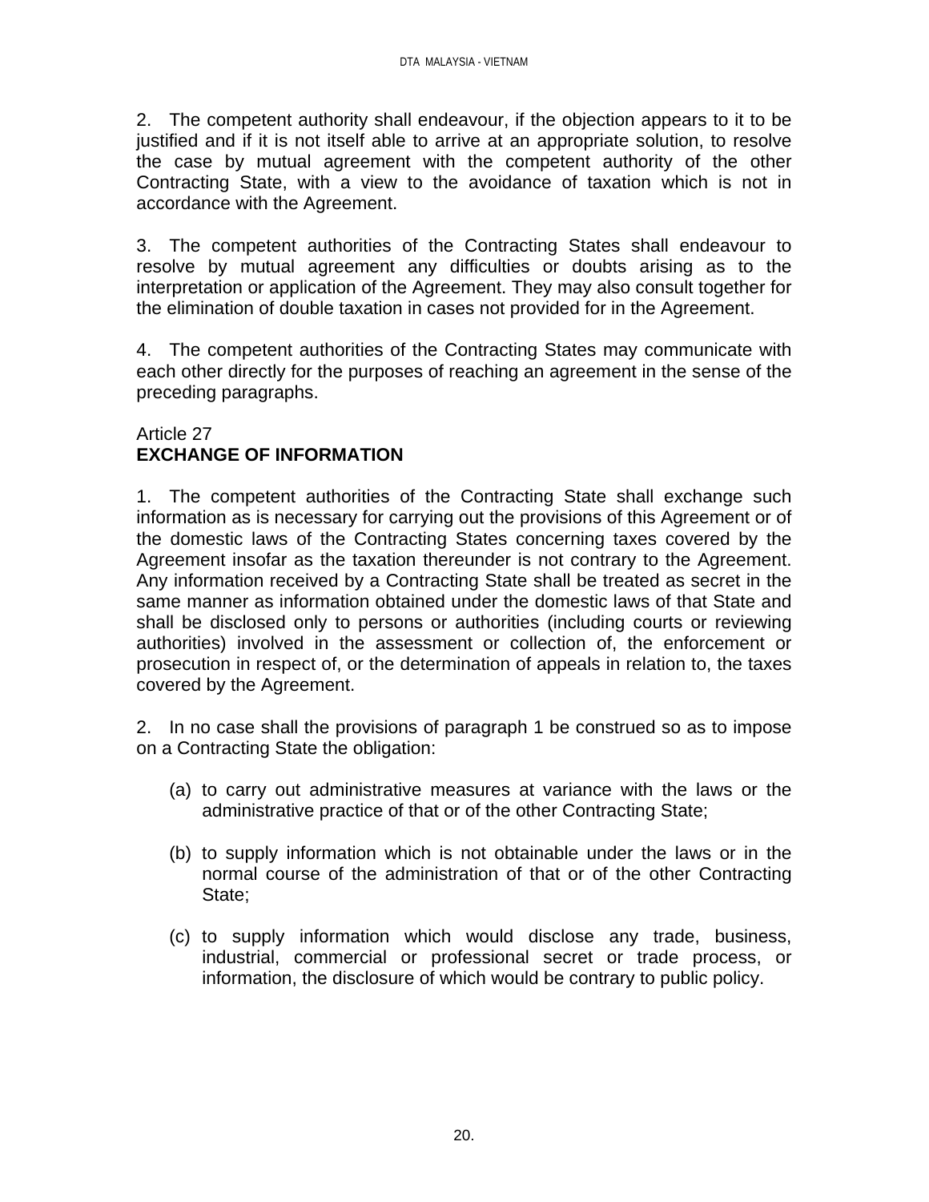2. The competent authority shall endeavour, if the objection appears to it to be justified and if it is not itself able to arrive at an appropriate solution, to resolve the case by mutual agreement with the competent authority of the other Contracting State, with a view to the avoidance of taxation which is not in accordance with the Agreement.

3. The competent authorities of the Contracting States shall endeavour to resolve by mutual agreement any difficulties or doubts arising as to the interpretation or application of the Agreement. They may also consult together for the elimination of double taxation in cases not provided for in the Agreement.

4. The competent authorities of the Contracting States may communicate with each other directly for the purposes of reaching an agreement in the sense of the preceding paragraphs.

Article 27
**EXCHANGE OF INFORMATION**

1. The competent authorities of the Contracting State shall exchange such information as is necessary for carrying out the provisions of this Agreement or of the domestic laws of the Contracting States concerning taxes covered by the Agreement insofar as the taxation thereunder is not contrary to the Agreement. Any information received by a Contracting State shall be treated as secret in the same manner as information obtained under the domestic laws of that State and shall be disclosed only to persons or authorities (including courts or reviewing authorities) involved in the assessment or collection of, the enforcement or prosecution in respect of, or the determination of appeals in relation to, the taxes covered by the Agreement.

2. In no case shall the provisions of paragraph 1 be construed so as to impose on a Contracting State the obligation:

(a) to carry out administrative measures at variance with the laws or the administrative practice of that or of the other Contracting State;

(b) to supply information which is not obtainable under the laws or in the normal course of the administration of that or of the other Contracting State;

(c) to supply information which would disclose any trade, business, industrial, commercial or professional secret or trade process, or information, the disclosure of which would be contrary to public policy.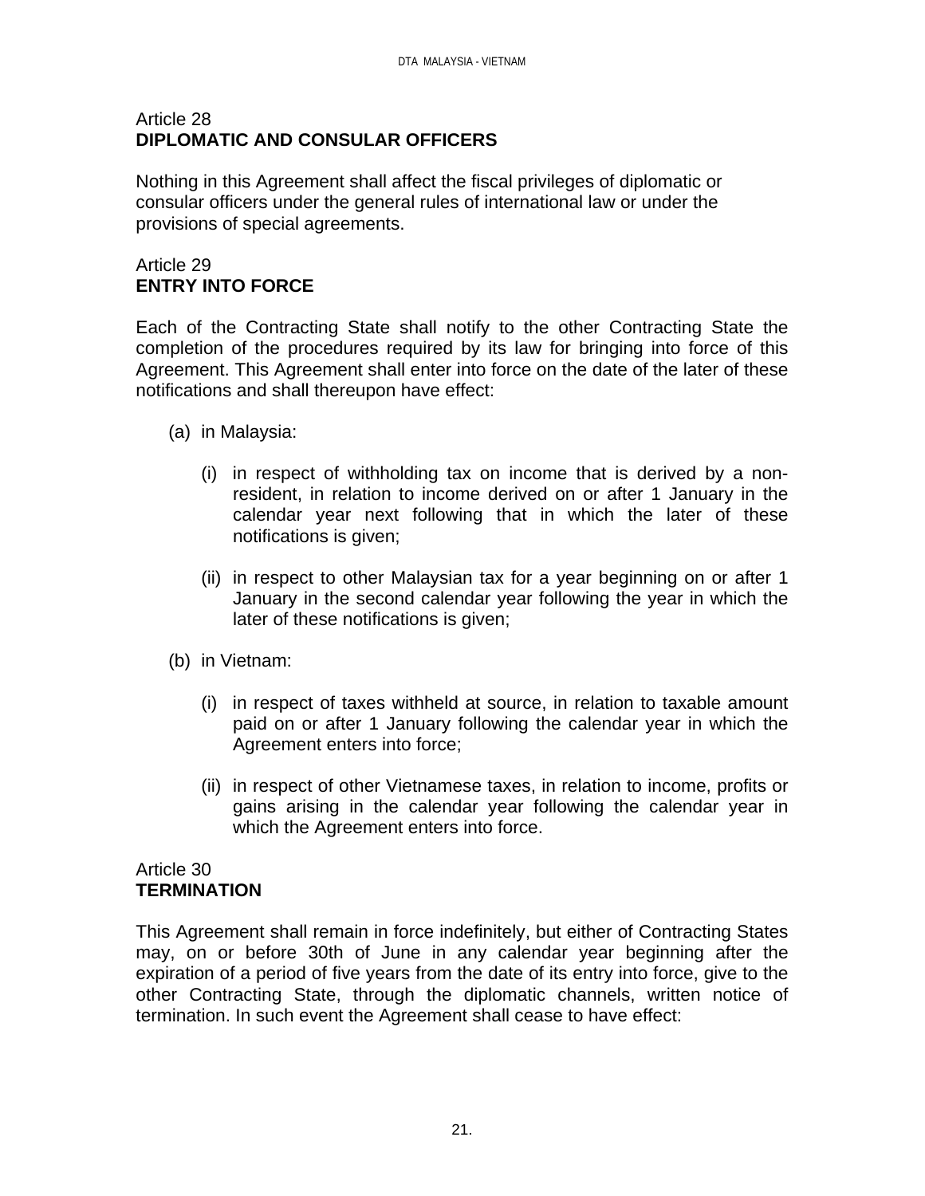Article 28
**DIPLOMATIC AND CONSULAR OFFICERS**

Nothing in this Agreement shall affect the fiscal privileges of diplomatic or consular officers under the general rules of international law or under the provisions of special agreements.

Article 29
**ENTRY INTO FORCE**

Each of the Contracting State shall notify to the other Contracting State the completion of the procedures required by its law for bringing into force of this Agreement. This Agreement shall enter into force on the date of the later of these notifications and shall thereupon have effect:

(a) in Malaysia:

(i) in respect of withholding tax on income that is derived by a non-resident, in relation to income derived on or after 1 January in the calendar year next following that in which the later of these notifications is given;

(ii) in respect to other Malaysian tax for a year beginning on or after 1 January in the second calendar year following the year in which the later of these notifications is given;

(b) in Vietnam:

(i) in respect of taxes withheld at source, in relation to taxable amount paid on or after 1 January following the calendar year in which the Agreement enters into force;

(ii) in respect of other Vietnamese taxes, in relation to income, profits or gains arising in the calendar year following the calendar year in which the Agreement enters into force.

Article 30
**TERMINATION**

This Agreement shall remain in force indefinitely, but either of Contracting States may, on or before 30th of June in any calendar year beginning after the expiration of a period of five years from the date of its entry into force, give to the other Contracting State, through the diplomatic channels, written notice of termination. In such event the Agreement shall cease to have effect: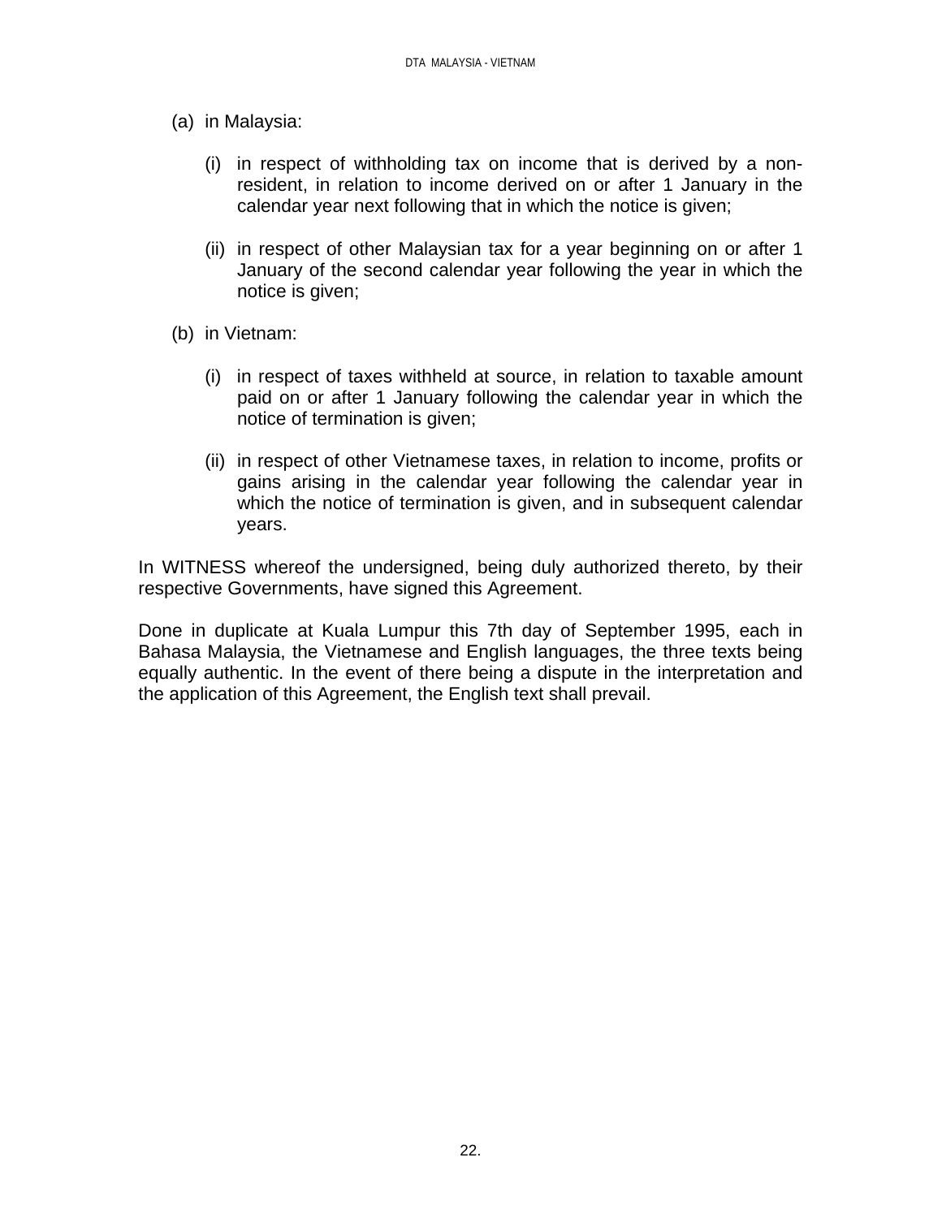(a) in Malaysia:

   (i) in respect of withholding tax on income that is derived by a non-resident, in relation to income derived on or after 1 January in the calendar year next following that in which the notice is given;

   (ii) in respect of other Malaysian tax for a year beginning on or after 1 January of the second calendar year following the year in which the notice is given;

(b) in Vietnam:

   (i) in respect of taxes withheld at source, in relation to taxable amount paid on or after 1 January following the calendar year in which the notice of termination is given;

   (ii) in respect of other Vietnamese taxes, in relation to income, profits or gains arising in the calendar year following the calendar year in which the notice of termination is given, and in subsequent calendar years.

In WITNESS whereof the undersigned, being duly authorized thereto, by their respective Governments, have signed this Agreement.

Done in duplicate at Kuala Lumpur this 7th day of September 1995, each in Bahasa Malaysia, the Vietnamese and English languages, the three texts being equally authentic. In the event of there being a dispute in the interpretation and the application of this Agreement, the English text shall prevail.